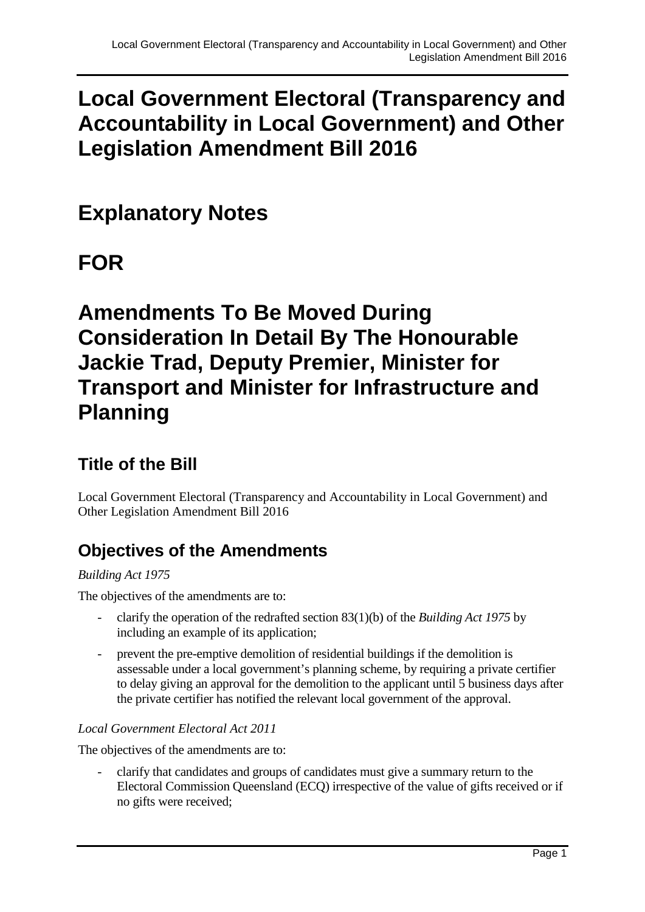# Local Government Electoral (Transparency and Accountability in Local Government) and Other Legislation Amendment Bill 2016

# Explanatory Notes

# FOR

# Amendments To Be Moved During Consideration In Detail By The Honourable Jackie Trad, Deputy Premier, Minister for Transport and Minister for Infrastructure and Planning

## Title of the Bill

Local Government Electoral (Transparency and Accountability in Local Government) and Other Legislation Amendment Bill 2016

## Objectives of the Amendments

*Building Act 1975*

The objectives of the amendments are to:

- clarify the operation of the redrafted section 83(1)(b) of the *Building Act 1975* by including an example of its application;
- prevent the pre-emptive demolition of residential buildings if the demolition is assessable under a local government's planning scheme, by requiring a private certifier to delay giving an approval for the demolition to the applicant until 5 business days after the private certifier has notified the relevant local government of the approval.

*Local Government Electoral Act 2011*

The objectives of the amendments are to:

- clarify that candidates and groups of candidates must give a summary return to the Electoral Commission Queensland (ECQ) irrespective of the value of gifts received or if no gifts were received;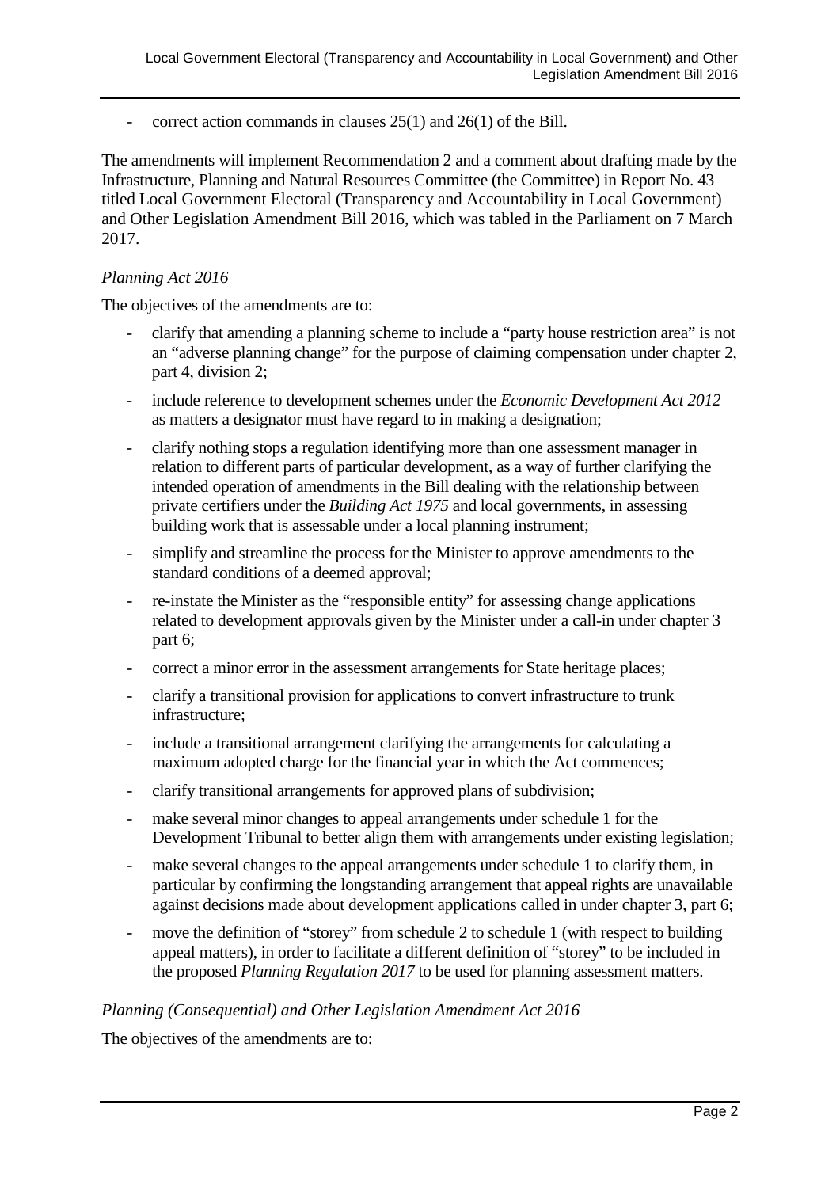- correct action commands in clauses 25(1) and 26(1) of the Bill.

The amendments will implement Recommendation 2 and a comment about drafting made by the Infrastructure, Planning and Natural Resources Committee (the Committee) in Report No. 43 titled Local Government Electoral (Transparency and Accountability in Local Government) and Other Legislation Amendment Bill 2016, which was tabled in the Parliament on 7 March 2017.

*Planning Act 2016*

The objectives of the amendments are to:

- clarify that amending a planning scheme to include a "party house restriction area" is not an "adverse planning change" for the purpose of claiming compensation under chapter 2, part 4, division 2;
- include reference to development schemes under the *Economic Development Act 2012* as matters a designator must have regard to in making a designation;
- clarify nothing stops a regulation identifying more than one assessment manager in relation to different parts of particular development, as a way of further clarifying the intended operation of amendments in the Bill dealing with the relationship between private certifiers under the *Building Act 1975* and local governments, in assessing building work that is assessable under a local planning instrument;
- simplify and streamline the process for the Minister to approve amendments to the standard conditions of a deemed approval;
- re-instate the Minister as the "responsible entity" for assessing change applications related to development approvals given by the Minister under a call-in under chapter 3 part 6;
- correct a minor error in the assessment arrangements for State heritage places;
- clarify a transitional provision for applications to convert infrastructure to trunk infrastructure;
- include a transitional arrangement clarifying the arrangements for calculating a maximum adopted charge for the financial year in which the Act commences;
- clarify transitional arrangements for approved plans of subdivision;
- make several minor changes to appeal arrangements under schedule 1 for the Development Tribunal to better align them with arrangements under existing legislation;
- make several changes to the appeal arrangements under schedule 1 to clarify them, in particular by confirming the longstanding arrangement that appeal rights are unavailable against decisions made about development applications called in under chapter 3, part 6;
- move the definition of "storey" from schedule 2 to schedule 1 (with respect to building appeal matters), in order to facilitate a different definition of "storey" to be included in the proposed *Planning Regulation 2017* to be used for planning assessment matters.

*Planning (Consequential) and Other Legislation Amendment Act 2016*

The objectives of the amendments are to: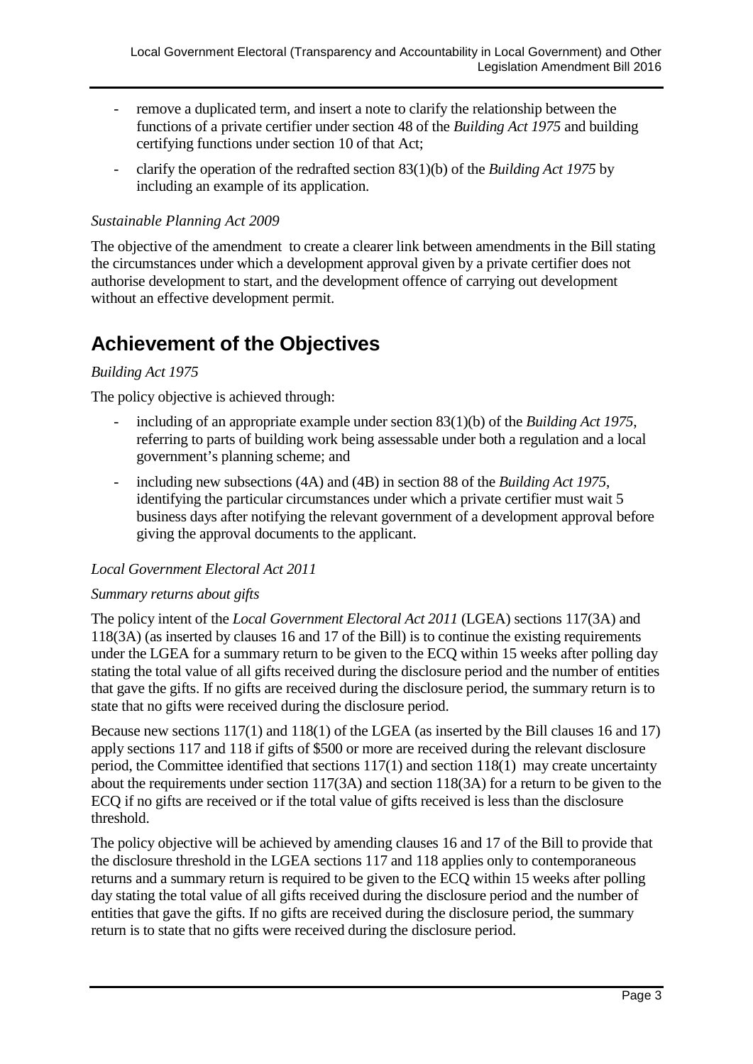- remove a duplicated term, and insert a note to clarify the relationship between the functions of a private certifier under section 48 of the *Building Act 1975* and building certifying functions under section 10 of that Act;
- clarify the operation of the redrafted section 83(1)(b) of the *Building Act 1975* by including an example of its application.

*Sustainable Planning Act 2009*

The objective of the amendment to create a clearer link between amendments in the Bill stating the circumstances under which a development approval given by a private certifier does not authorise development to start, and the development offence of carrying out development without an effective development permit.

## Achievement of the Objectives

*Building Act 1975*

The policy objective is achieved through:

- including of an appropriate example under section 83(1)(b) of the *Building Act 1975*, referring to parts of building work being assessable under both a regulation and a local government's planning scheme; and
- including new subsections (4A) and (4B) in section 88 of the *Building Act 1975*, identifying the particular circumstances under which a private certifier must wait 5 business days after notifying the relevant government of a development approval before giving the approval documents to the applicant.

*Local Government Electoral Act 2011*

*Summary returns about gifts*

The policy intent of the *Local Government Electoral Act 2011* (LGEA) sections 117(3A) and 118(3A) (as inserted by clauses 16 and 17 of the Bill) is to continue the existing requirements under the LGEA for a summary return to be given to the ECQ within 15 weeks after polling day stating the total value of all gifts received during the disclosure period and the number of entities that gave the gifts. If no gifts are received during the disclosure period, the summary return is to state that no gifts were received during the disclosure period.

Because new sections 117(1) and 118(1) of the LGEA (as inserted by the Bill clauses 16 and 17) apply sections 117 and 118 if gifts of $500 or more are received during the relevant disclosure period, the Committee identified that sections 117(1) and section 118(1) may create uncertainty about the requirements under section 117(3A) and section 118(3A) for a return to be given to the ECQ if no gifts are received or if the total value of gifts received is less than the disclosure threshold.

The policy objective will be achieved by amending clauses 16 and 17 of the Bill to provide that the disclosure threshold in the LGEA sections 117 and 118 applies only to contemporaneous returns and a summary return is required to be given to the ECQ within 15 weeks after polling day stating the total value of all gifts received during the disclosure period and the number of entities that gave the gifts. If no gifts are received during the disclosure period, the summary return is to state that no gifts were received during the disclosure period.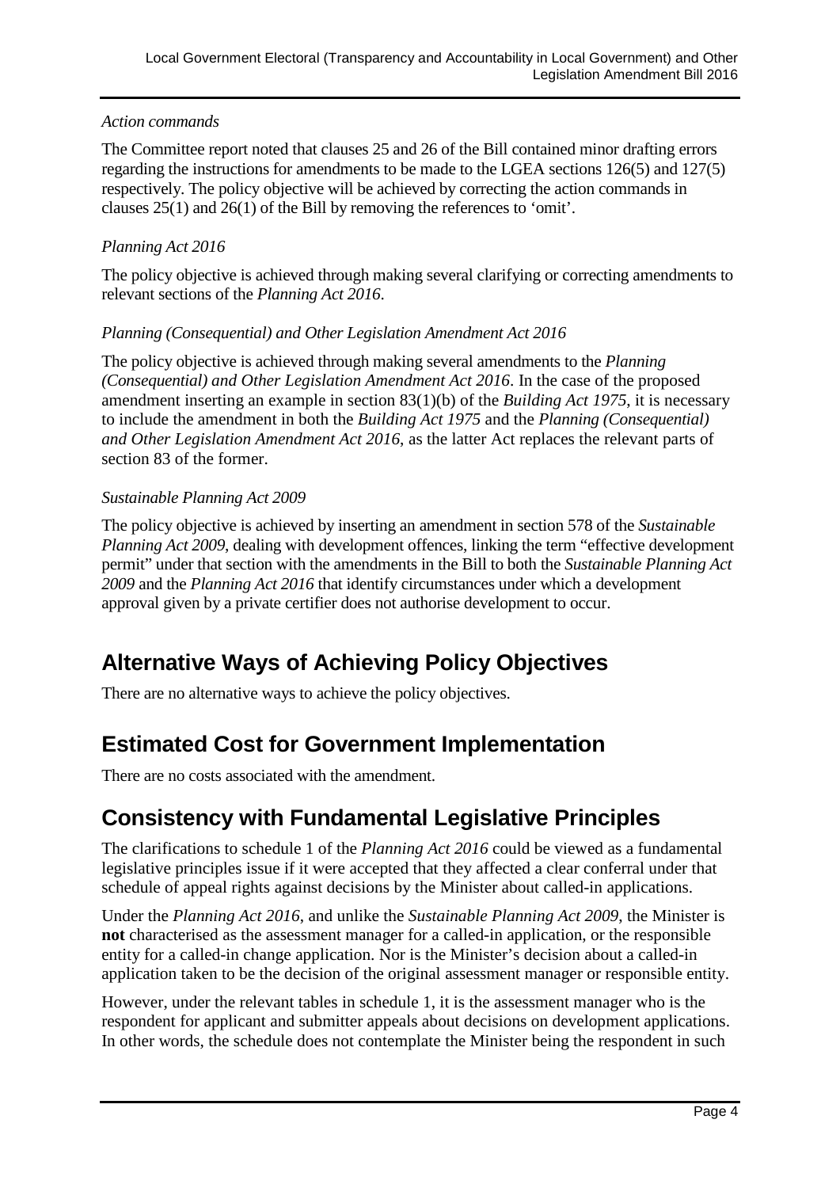*Action commands*

The Committee report noted that clauses 25 and 26 of the Bill contained minor drafting errors regarding the instructions for amendments to be made to the LGEA sections 126(5) and 127(5) respectively. The policy objective will be achieved by correcting the action commands in clauses 25(1) and 26(1) of the Bill by removing the references to 'omit'.

*Planning Act 2016*

The policy objective is achieved through making several clarifying or correcting amendments to relevant sections of the *Planning Act 2016*.

*Planning (Consequential) and Other Legislation Amendment Act 2016*

The policy objective is achieved through making several amendments to the *Planning (Consequential) and Other Legislation Amendment Act 2016*. In the case of the proposed amendment inserting an example in section 83(1)(b) of the *Building Act 1975*, it is necessary to include the amendment in both the *Building Act 1975* and the *Planning (Consequential) and Other Legislation Amendment Act 2016*, as the latter Act replaces the relevant parts of section 83 of the former.

*Sustainable Planning Act 2009*

The policy objective is achieved by inserting an amendment in section 578 of the *Sustainable Planning Act 2009*, dealing with development offences, linking the term "effective development permit" under that section with the amendments in the Bill to both the *Sustainable Planning Act 2009* and the *Planning Act 2016* that identify circumstances under which a development approval given by a private certifier does not authorise development to occur.

## Alternative Ways of Achieving Policy Objectives

There are no alternative ways to achieve the policy objectives.

## Estimated Cost for Government Implementation

There are no costs associated with the amendment.

## Consistency with Fundamental Legislative Principles

The clarifications to schedule 1 of the *Planning Act 2016* could be viewed as a fundamental legislative principles issue if it were accepted that they affected a clear conferral under that schedule of appeal rights against decisions by the Minister about called-in applications.

Under the *Planning Act 2016*, and unlike the *Sustainable Planning Act 2009*, the Minister is **not** characterised as the assessment manager for a called-in application, or the responsible entity for a called-in change application. Nor is the Minister's decision about a called-in application taken to be the decision of the original assessment manager or responsible entity.

However, under the relevant tables in schedule 1, it is the assessment manager who is the respondent for applicant and submitter appeals about decisions on development applications. In other words, the schedule does not contemplate the Minister being the respondent in such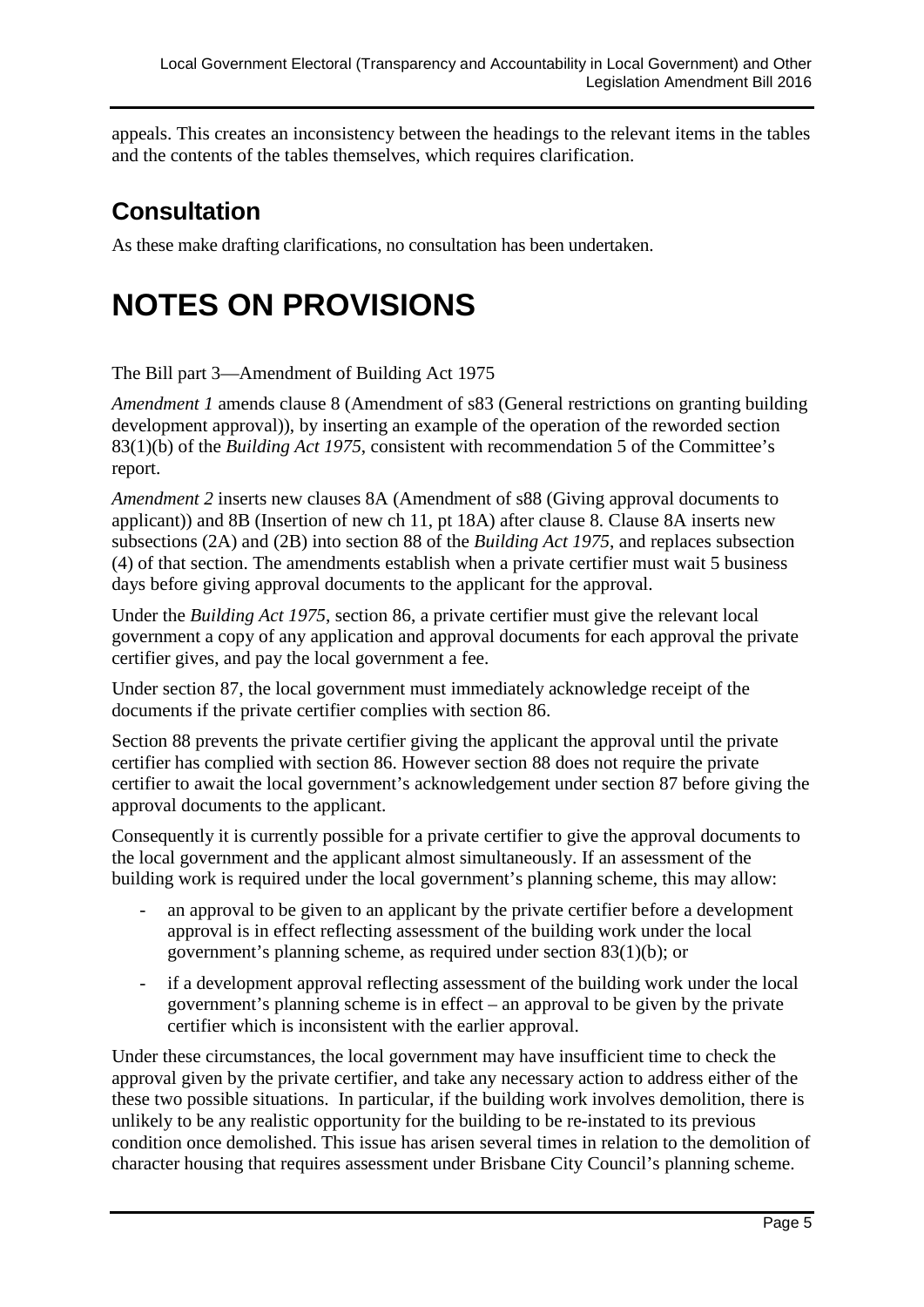appeals. This creates an inconsistency between the headings to the relevant items in the tables and the contents of the tables themselves, which requires clarification.

## Consultation

As these make drafting clarifications, no consultation has been undertaken.

# NOTES ON PROVISIONS

The Bill part 3—Amendment of Building Act 1975

*Amendment 1* amends clause 8 (Amendment of s83 (General restrictions on granting building development approval)), by inserting an example of the operation of the reworded section 83(1)(b) of the *Building Act 1975*, consistent with recommendation 5 of the Committee's report.

*Amendment 2* inserts new clauses 8A (Amendment of s88 (Giving approval documents to applicant)) and 8B (Insertion of new ch 11, pt 18A) after clause 8. Clause 8A inserts new subsections (2A) and (2B) into section 88 of the *Building Act 1975*, and replaces subsection (4) of that section. The amendments establish when a private certifier must wait 5 business days before giving approval documents to the applicant for the approval.

Under the *Building Act 1975*, section 86, a private certifier must give the relevant local government a copy of any application and approval documents for each approval the private certifier gives, and pay the local government a fee.

Under section 87, the local government must immediately acknowledge receipt of the documents if the private certifier complies with section 86.

Section 88 prevents the private certifier giving the applicant the approval until the private certifier has complied with section 86. However section 88 does not require the private certifier to await the local government's acknowledgement under section 87 before giving the approval documents to the applicant.

Consequently it is currently possible for a private certifier to give the approval documents to the local government and the applicant almost simultaneously. If an assessment of the building work is required under the local government's planning scheme, this may allow:

- an approval to be given to an applicant by the private certifier before a development approval is in effect reflecting assessment of the building work under the local government's planning scheme, as required under section 83(1)(b); or
- if a development approval reflecting assessment of the building work under the local government's planning scheme is in effect – an approval to be given by the private certifier which is inconsistent with the earlier approval.

Under these circumstances, the local government may have insufficient time to check the approval given by the private certifier, and take any necessary action to address either of the these two possible situations. In particular, if the building work involves demolition, there is unlikely to be any realistic opportunity for the building to be re-instated to its previous condition once demolished. This issue has arisen several times in relation to the demolition of character housing that requires assessment under Brisbane City Council's planning scheme.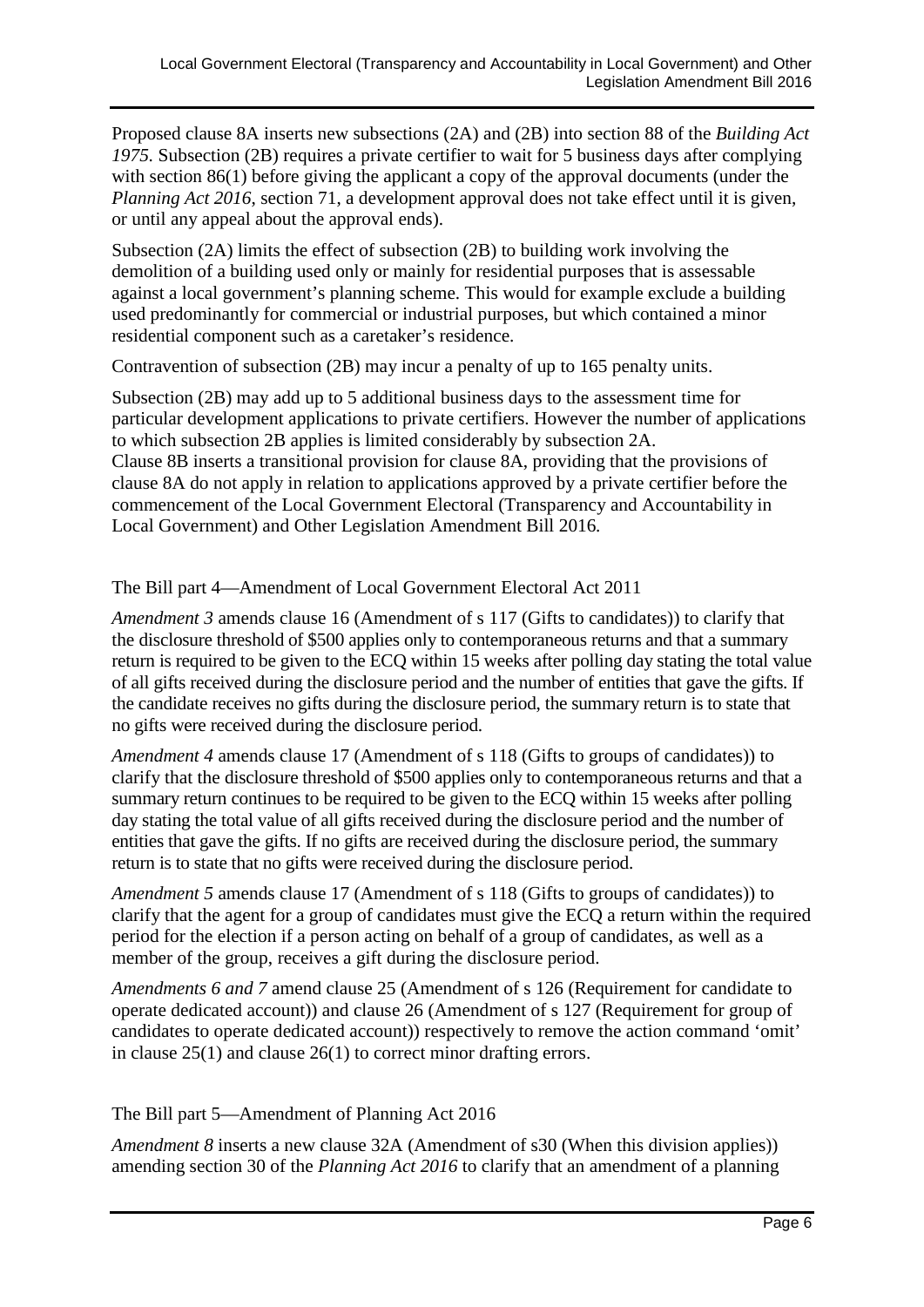Proposed clause 8A inserts new subsections (2A) and (2B) into section 88 of the *Building Act 1975*. Subsection (2B) requires a private certifier to wait for 5 business days after complying with section 86(1) before giving the applicant a copy of the approval documents (under the *Planning Act 2016*, section 71, a development approval does not take effect until it is given, or until any appeal about the approval ends).

Subsection (2A) limits the effect of subsection (2B) to building work involving the demolition of a building used only or mainly for residential purposes that is assessable against a local government's planning scheme. This would for example exclude a building used predominantly for commercial or industrial purposes, but which contained a minor residential component such as a caretaker's residence.

Contravention of subsection (2B) may incur a penalty of up to 165 penalty units.

Subsection (2B) may add up to 5 additional business days to the assessment time for particular development applications to private certifiers. However the number of applications to which subsection 2B applies is limited considerably by subsection 2A.
Clause 8B inserts a transitional provision for clause 8A, providing that the provisions of clause 8A do not apply in relation to applications approved by a private certifier before the commencement of the Local Government Electoral (Transparency and Accountability in Local Government) and Other Legislation Amendment Bill 2016.

## The Bill part 4—Amendment of Local Government Electoral Act 2011

*Amendment 3* amends clause 16 (Amendment of s 117 (Gifts to candidates)) to clarify that the disclosure threshold of $500 applies only to contemporaneous returns and that a summary return is required to be given to the ECQ within 15 weeks after polling day stating the total value of all gifts received during the disclosure period and the number of entities that gave the gifts. If the candidate receives no gifts during the disclosure period, the summary return is to state that no gifts were received during the disclosure period.

*Amendment 4* amends clause 17 (Amendment of s 118 (Gifts to groups of candidates)) to clarify that the disclosure threshold of $500 applies only to contemporaneous returns and that a summary return continues to be required to be given to the ECQ within 15 weeks after polling day stating the total value of all gifts received during the disclosure period and the number of entities that gave the gifts. If no gifts are received during the disclosure period, the summary return is to state that no gifts were received during the disclosure period.

*Amendment 5* amends clause 17 (Amendment of s 118 (Gifts to groups of candidates)) to clarify that the agent for a group of candidates must give the ECQ a return within the required period for the election if a person acting on behalf of a group of candidates, as well as a member of the group, receives a gift during the disclosure period.

*Amendments 6 and 7* amend clause 25 (Amendment of s 126 (Requirement for candidate to operate dedicated account)) and clause 26 (Amendment of s 127 (Requirement for group of candidates to operate dedicated account)) respectively to remove the action command 'omit' in clause 25(1) and clause 26(1) to correct minor drafting errors.

## The Bill part 5—Amendment of Planning Act 2016

*Amendment 8* inserts a new clause 32A (Amendment of s30 (When this division applies)) amending section 30 of the *Planning Act 2016* to clarify that an amendment of a planning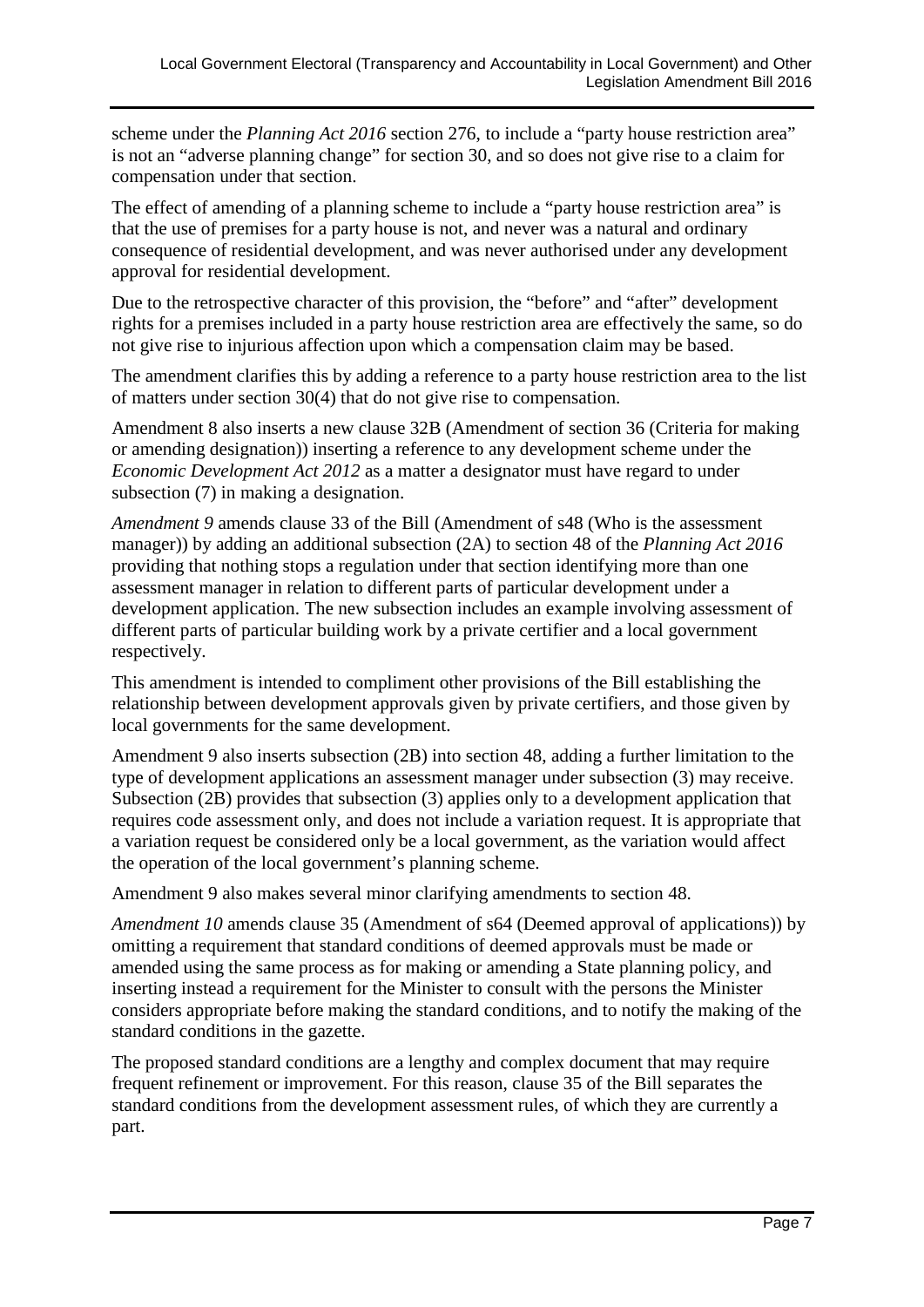scheme under the *Planning Act 2016* section 276, to include a "party house restriction area" is not an "adverse planning change" for section 30, and so does not give rise to a claim for compensation under that section.

The effect of amending of a planning scheme to include a "party house restriction area" is that the use of premises for a party house is not, and never was a natural and ordinary consequence of residential development, and was never authorised under any development approval for residential development.

Due to the retrospective character of this provision, the "before" and "after" development rights for a premises included in a party house restriction area are effectively the same, so do not give rise to injurious affection upon which a compensation claim may be based.

The amendment clarifies this by adding a reference to a party house restriction area to the list of matters under section 30(4) that do not give rise to compensation.

Amendment 8 also inserts a new clause 32B (Amendment of section 36 (Criteria for making or amending designation)) inserting a reference to any development scheme under the *Economic Development Act 2012* as a matter a designator must have regard to under subsection (7) in making a designation.

*Amendment 9* amends clause 33 of the Bill (Amendment of s48 (Who is the assessment manager)) by adding an additional subsection (2A) to section 48 of the *Planning Act 2016* providing that nothing stops a regulation under that section identifying more than one assessment manager in relation to different parts of particular development under a development application. The new subsection includes an example involving assessment of different parts of particular building work by a private certifier and a local government respectively.

This amendment is intended to compliment other provisions of the Bill establishing the relationship between development approvals given by private certifiers, and those given by local governments for the same development.

Amendment 9 also inserts subsection (2B) into section 48, adding a further limitation to the type of development applications an assessment manager under subsection (3) may receive. Subsection (2B) provides that subsection (3) applies only to a development application that requires code assessment only, and does not include a variation request. It is appropriate that a variation request be considered only be a local government, as the variation would affect the operation of the local government's planning scheme.

Amendment 9 also makes several minor clarifying amendments to section 48.

*Amendment 10* amends clause 35 (Amendment of s64 (Deemed approval of applications)) by omitting a requirement that standard conditions of deemed approvals must be made or amended using the same process as for making or amending a State planning policy, and inserting instead a requirement for the Minister to consult with the persons the Minister considers appropriate before making the standard conditions, and to notify the making of the standard conditions in the gazette.

The proposed standard conditions are a lengthy and complex document that may require frequent refinement or improvement. For this reason, clause 35 of the Bill separates the standard conditions from the development assessment rules, of which they are currently a part.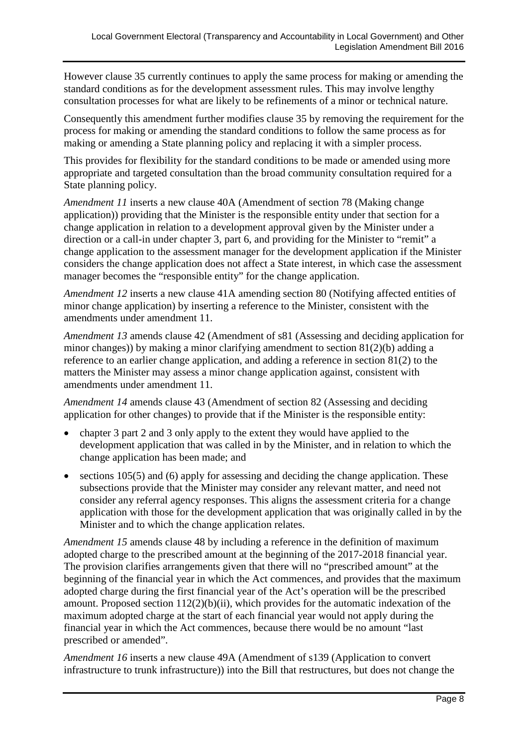However clause 35 currently continues to apply the same process for making or amending the standard conditions as for the development assessment rules. This may involve lengthy consultation processes for what are likely to be refinements of a minor or technical nature.

Consequently this amendment further modifies clause 35 by removing the requirement for the process for making or amending the standard conditions to follow the same process as for making or amending a State planning policy and replacing it with a simpler process.

This provides for flexibility for the standard conditions to be made or amended using more appropriate and targeted consultation than the broad community consultation required for a State planning policy.

*Amendment 11* inserts a new clause 40A (Amendment of section 78 (Making change application)) providing that the Minister is the responsible entity under that section for a change application in relation to a development approval given by the Minister under a direction or a call-in under chapter 3, part 6, and providing for the Minister to "remit" a change application to the assessment manager for the development application if the Minister considers the change application does not affect a State interest, in which case the assessment manager becomes the "responsible entity" for the change application.

*Amendment 12* inserts a new clause 41A amending section 80 (Notifying affected entities of minor change application) by inserting a reference to the Minister, consistent with the amendments under amendment 11.

*Amendment 13* amends clause 42 (Amendment of s81 (Assessing and deciding application for minor changes)) by making a minor clarifying amendment to section 81(2)(b) adding a reference to an earlier change application, and adding a reference in section 81(2) to the matters the Minister may assess a minor change application against, consistent with amendments under amendment 11.

*Amendment 14* amends clause 43 (Amendment of section 82 (Assessing and deciding application for other changes) to provide that if the Minister is the responsible entity:

- chapter 3 part 2 and 3 only apply to the extent they would have applied to the development application that was called in by the Minister, and in relation to which the change application has been made; and
- sections 105(5) and (6) apply for assessing and deciding the change application. These subsections provide that the Minister may consider any relevant matter, and need not consider any referral agency responses. This aligns the assessment criteria for a change application with those for the development application that was originally called in by the Minister and to which the change application relates.

*Amendment 15* amends clause 48 by including a reference in the definition of maximum adopted charge to the prescribed amount at the beginning of the 2017-2018 financial year. The provision clarifies arrangements given that there will no "prescribed amount" at the beginning of the financial year in which the Act commences, and provides that the maximum adopted charge during the first financial year of the Act's operation will be the prescribed amount. Proposed section 112(2)(b)(ii), which provides for the automatic indexation of the maximum adopted charge at the start of each financial year would not apply during the financial year in which the Act commences, because there would be no amount "last prescribed or amended".

*Amendment 16* inserts a new clause 49A (Amendment of s139 (Application to convert infrastructure to trunk infrastructure)) into the Bill that restructures, but does not change the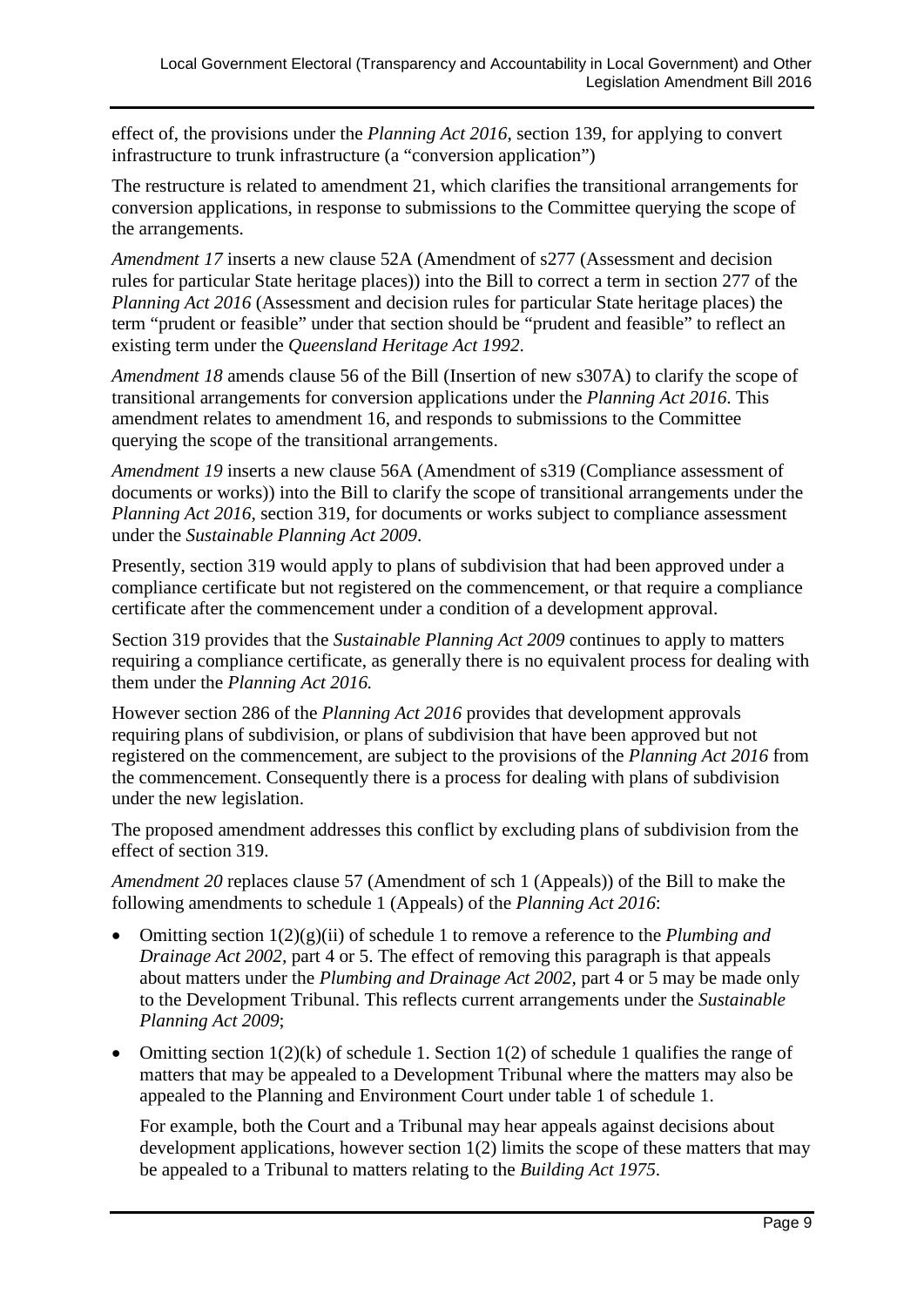effect of, the provisions under the *Planning Act 2016*, section 139, for applying to convert infrastructure to trunk infrastructure (a "conversion application")

The restructure is related to amendment 21, which clarifies the transitional arrangements for conversion applications, in response to submissions to the Committee querying the scope of the arrangements.

*Amendment 17* inserts a new clause 52A (Amendment of s277 (Assessment and decision rules for particular State heritage places)) into the Bill to correct a term in section 277 of the *Planning Act 2016* (Assessment and decision rules for particular State heritage places) the term "prudent or feasible" under that section should be "prudent and feasible" to reflect an existing term under the *Queensland Heritage Act 1992*.

*Amendment 18* amends clause 56 of the Bill (Insertion of new s307A) to clarify the scope of transitional arrangements for conversion applications under the *Planning Act 2016*. This amendment relates to amendment 16, and responds to submissions to the Committee querying the scope of the transitional arrangements.

*Amendment 19* inserts a new clause 56A (Amendment of s319 (Compliance assessment of documents or works)) into the Bill to clarify the scope of transitional arrangements under the *Planning Act 2016,* section 319, for documents or works subject to compliance assessment under the *Sustainable Planning Act 2009*.

Presently, section 319 would apply to plans of subdivision that had been approved under a compliance certificate but not registered on the commencement, or that require a compliance certificate after the commencement under a condition of a development approval.

Section 319 provides that the *Sustainable Planning Act 2009* continues to apply to matters requiring a compliance certificate, as generally there is no equivalent process for dealing with them under the *Planning Act 2016.*

However section 286 of the *Planning Act 2016* provides that development approvals requiring plans of subdivision, or plans of subdivision that have been approved but not registered on the commencement, are subject to the provisions of the *Planning Act 2016* from the commencement. Consequently there is a process for dealing with plans of subdivision under the new legislation.

The proposed amendment addresses this conflict by excluding plans of subdivision from the effect of section 319.

*Amendment 20* replaces clause 57 (Amendment of sch 1 (Appeals)) of the Bill to make the following amendments to schedule 1 (Appeals) of the *Planning Act 2016*:

- Omitting section 1(2)(g)(ii) of schedule 1 to remove a reference to the *Plumbing and Drainage Act 2002*, part 4 or 5. The effect of removing this paragraph is that appeals about matters under the *Plumbing and Drainage Act 2002*, part 4 or 5 may be made only to the Development Tribunal. This reflects current arrangements under the *Sustainable Planning Act 2009*;
- Omitting section 1(2)(k) of schedule 1. Section 1(2) of schedule 1 qualifies the range of matters that may be appealed to a Development Tribunal where the matters may also be appealed to the Planning and Environment Court under table 1 of schedule 1.

  For example, both the Court and a Tribunal may hear appeals against decisions about development applications, however section 1(2) limits the scope of these matters that may be appealed to a Tribunal to matters relating to the *Building Act 1975*.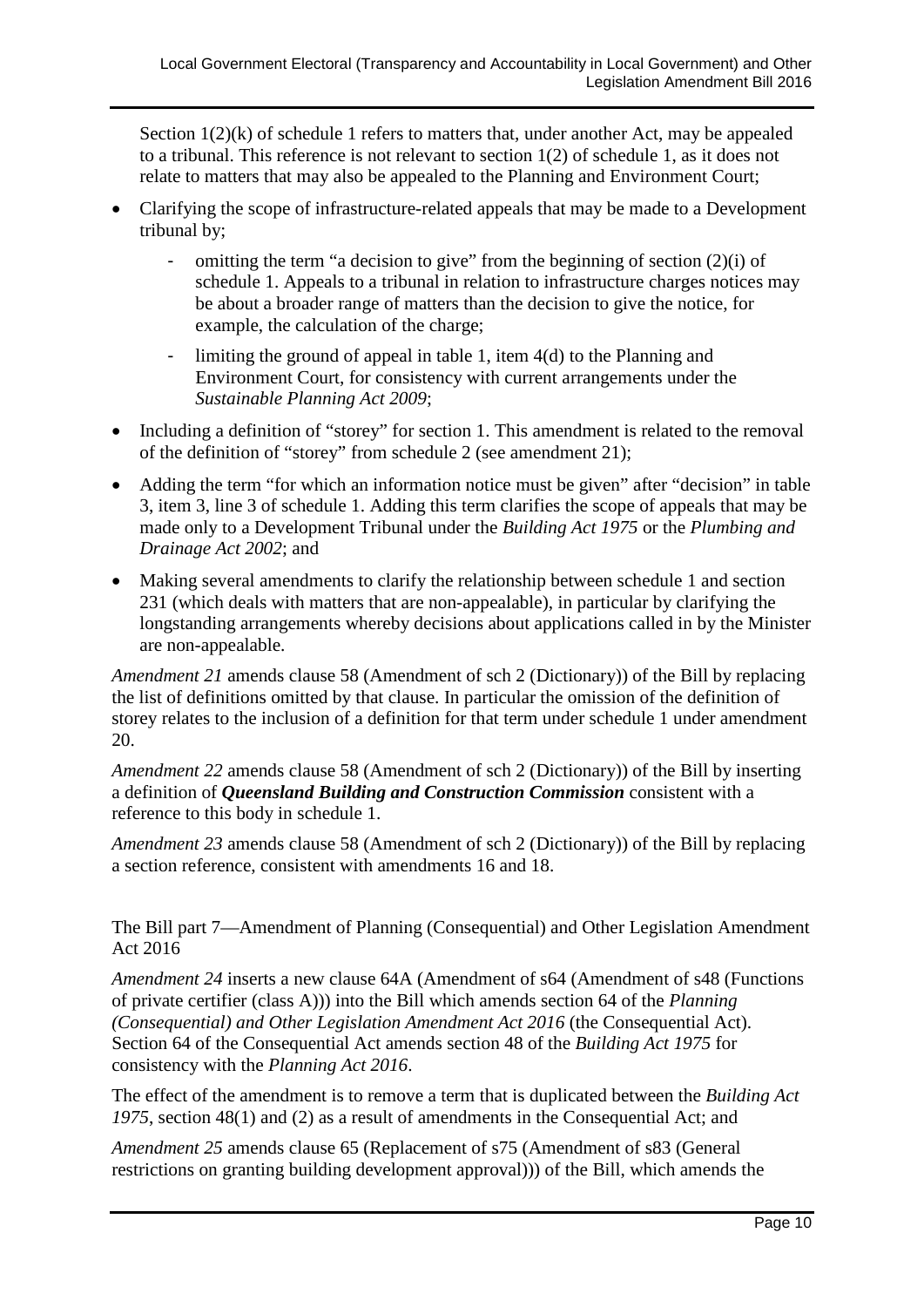Section 1(2)(k) of schedule 1 refers to matters that, under another Act, may be appealed to a tribunal. This reference is not relevant to section 1(2) of schedule 1, as it does not relate to matters that may also be appealed to the Planning and Environment Court;

- Clarifying the scope of infrastructure-related appeals that may be made to a Development tribunal by;
    - omitting the term "a decision to give" from the beginning of section (2)(i) of schedule 1. Appeals to a tribunal in relation to infrastructure charges notices may be about a broader range of matters than the decision to give the notice, for example, the calculation of the charge;
    - limiting the ground of appeal in table 1, item 4(d) to the Planning and Environment Court, for consistency with current arrangements under the *Sustainable Planning Act 2009*;
- Including a definition of "storey" for section 1. This amendment is related to the removal of the definition of "storey" from schedule 2 (see amendment 21);
- Adding the term "for which an information notice must be given" after "decision" in table 3, item 3, line 3 of schedule 1. Adding this term clarifies the scope of appeals that may be made only to a Development Tribunal under the *Building Act 1975* or the *Plumbing and Drainage Act 2002*; and
- Making several amendments to clarify the relationship between schedule 1 and section 231 (which deals with matters that are non-appealable), in particular by clarifying the longstanding arrangements whereby decisions about applications called in by the Minister are non-appealable.

*Amendment 21* amends clause 58 (Amendment of sch 2 (Dictionary)) of the Bill by replacing the list of definitions omitted by that clause. In particular the omission of the definition of storey relates to the inclusion of a definition for that term under schedule 1 under amendment 20.

*Amendment 22* amends clause 58 (Amendment of sch 2 (Dictionary)) of the Bill by inserting a definition of ***Queensland Building and Construction Commission*** consistent with a reference to this body in schedule 1.

*Amendment 23* amends clause 58 (Amendment of sch 2 (Dictionary)) of the Bill by replacing a section reference, consistent with amendments 16 and 18.

The Bill part 7—Amendment of Planning (Consequential) and Other Legislation Amendment Act 2016

*Amendment 24* inserts a new clause 64A (Amendment of s64 (Amendment of s48 (Functions of private certifier (class A))) into the Bill which amends section 64 of the *Planning (Consequential) and Other Legislation Amendment Act 2016* (the Consequential Act). Section 64 of the Consequential Act amends section 48 of the *Building Act 1975* for consistency with the *Planning Act 2016*.

The effect of the amendment is to remove a term that is duplicated between the *Building Act 1975*, section 48(1) and (2) as a result of amendments in the Consequential Act; and

*Amendment 25* amends clause 65 (Replacement of s75 (Amendment of s83 (General restrictions on granting building development approval))) of the Bill, which amends the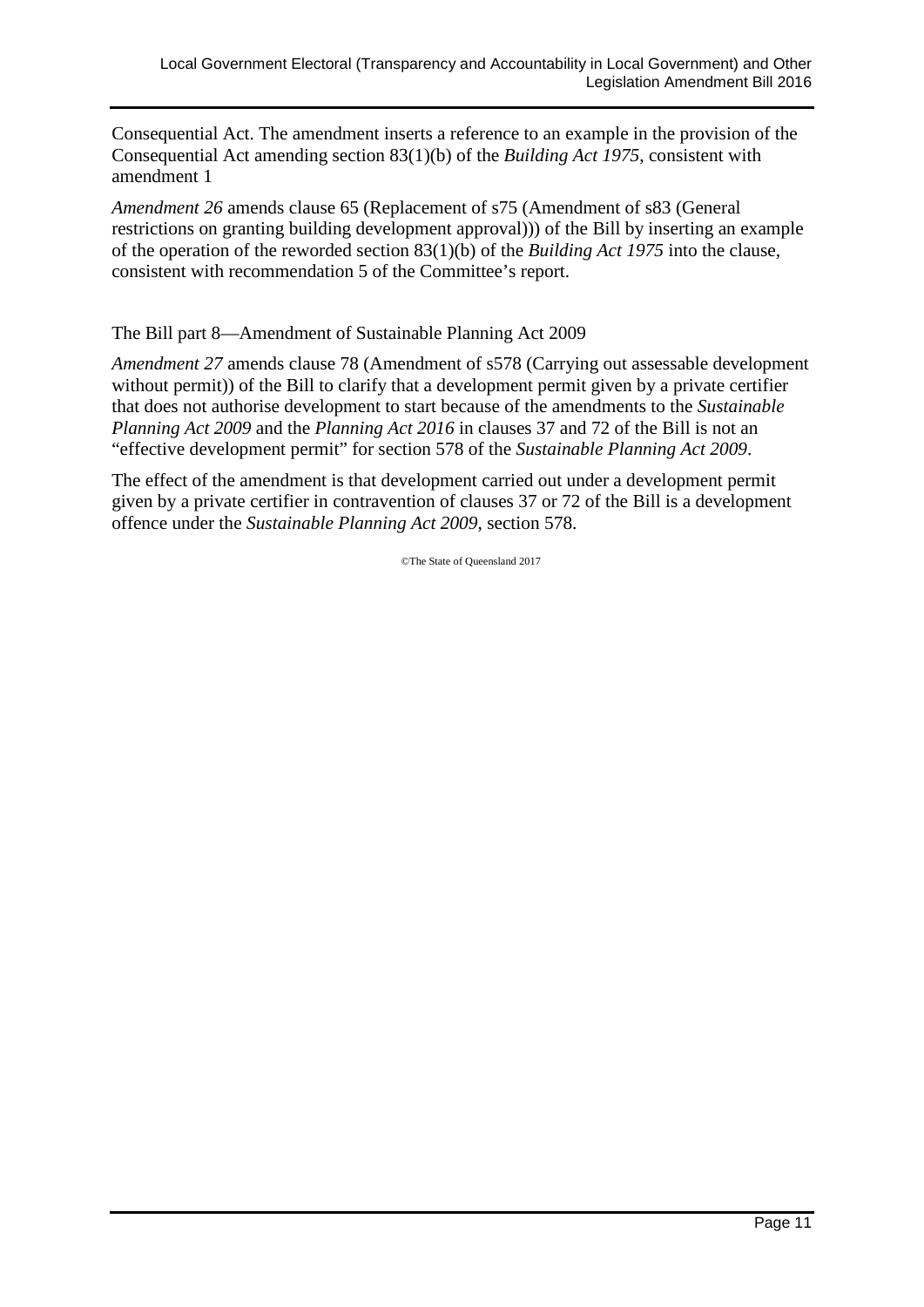Consequential Act. The amendment inserts a reference to an example in the provision of the Consequential Act amending section 83(1)(b) of the *Building Act 1975*, consistent with amendment 1

*Amendment 26* amends clause 65 (Replacement of s75 (Amendment of s83 (General restrictions on granting building development approval))) of the Bill by inserting an example of the operation of the reworded section 83(1)(b) of the *Building Act 1975* into the clause, consistent with recommendation 5 of the Committee's report.

The Bill part 8—Amendment of Sustainable Planning Act 2009

*Amendment 27* amends clause 78 (Amendment of s578 (Carrying out assessable development without permit)) of the Bill to clarify that a development permit given by a private certifier that does not authorise development to start because of the amendments to the *Sustainable Planning Act 2009* and the *Planning Act 2016* in clauses 37 and 72 of the Bill is not an "effective development permit" for section 578 of the *Sustainable Planning Act 2009*.

The effect of the amendment is that development carried out under a development permit given by a private certifier in contravention of clauses 37 or 72 of the Bill is a development offence under the *Sustainable Planning Act 2009*, section 578.

©The State of Queensland 2017